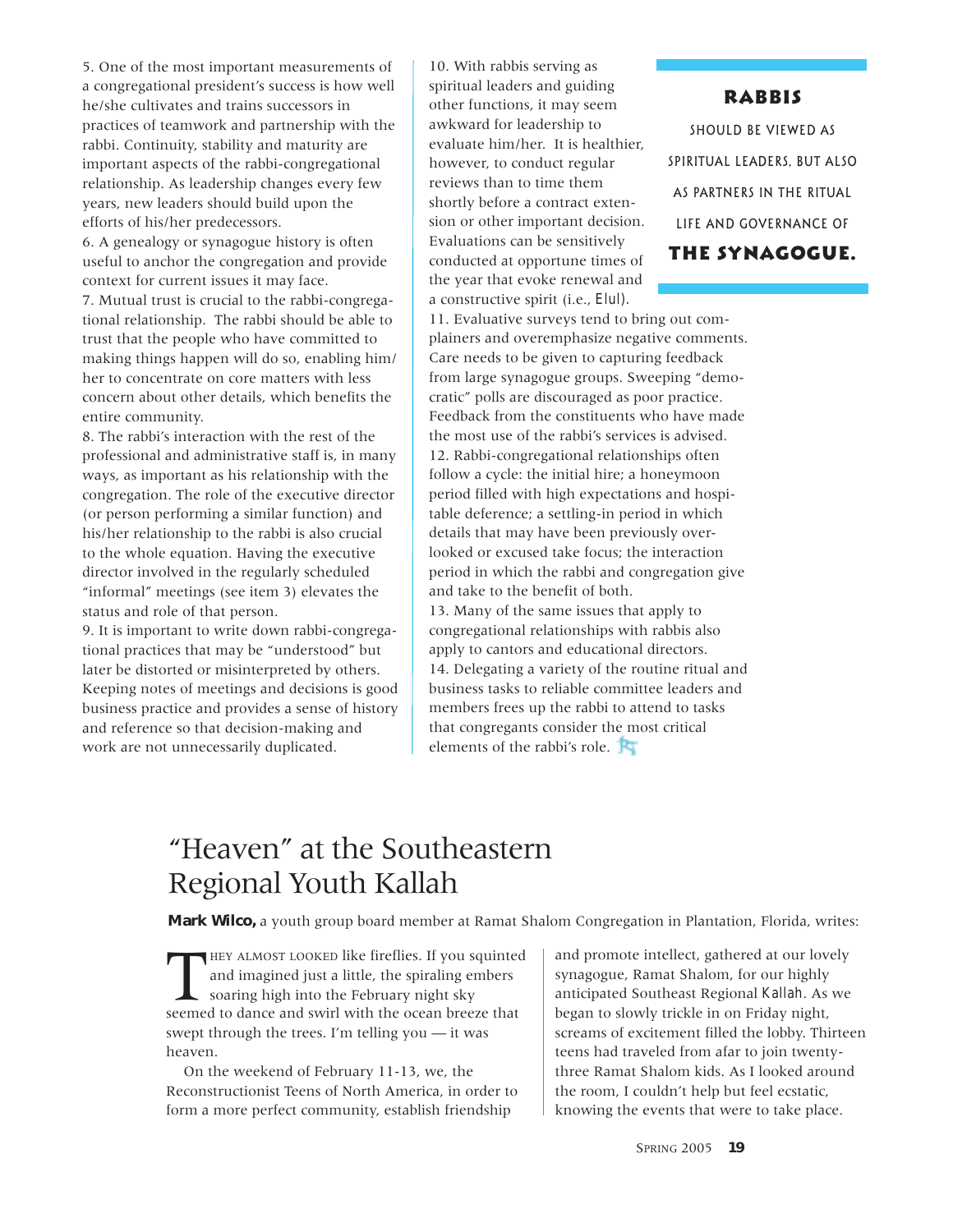5. One of the most important measurements of a congregational president's success is how well he/she cultivates and trains successors in practices of teamwork and partnership with the rabbi. Continuity, stability and maturity are important aspects of the rabbi-congregational relationship. As leadership changes every few years, new leaders should build upon the efforts of his/her predecessors.

6. A genealogy or synagogue history is often useful to anchor the congregation and provide context for current issues it may face.

7. Mutual trust is crucial to the rabbi-congregational relationship. The rabbi should be able to trust that the people who have committed to making things happen will do so, enabling him/her to concentrate on core matters with less concern about other details, which benefits the entire community.

8. The rabbi's interaction with the rest of the professional and administrative staff is, in many ways, as important as his relationship with the congregation. The role of the executive director (or person performing a similar function) and his/her relationship to the rabbi is also crucial to the whole equation. Having the executive director involved in the regularly scheduled "informal" meetings (see item 3) elevates the status and role of that person.

9. It is important to write down rabbi-congregational practices that may be "understood" but later be distorted or misinterpreted by others. Keeping notes of meetings and decisions is good business practice and provides a sense of history and reference so that decision-making and work are not unnecessarily duplicated.

10. With rabbis serving as spiritual leaders and guiding other functions, it may seem awkward for leadership to evaluate him/her. It is healthier, however, to conduct regular reviews than to time them shortly before a contract extension or other important decision. Evaluations can be sensitively conducted at opportune times of the year that evoke renewal and a constructive spirit (i.e., *Elul*).

> **RABBIS** SHOULD BE VIEWED AS SPIRITUAL LEADERS, BUT ALSO AS PARTNERS IN THE RITUAL LIFE AND GOVERNANCE OF **THE SYNAGOGUE.**

11. Evaluative surveys tend to bring out complainers and overemphasize negative comments. Care needs to be given to capturing feedback from large synagogue groups. Sweeping "democratic" polls are discouraged as poor practice. Feedback from the constituents who have made the most use of the rabbi's services is advised.

12. Rabbi-congregational relationships often follow a cycle: the initial hire; a honeymoon period filled with high expectations and hospitable deference; a settling-in period in which details that may have been previously overlooked or excused take focus; the interaction period in which the rabbi and congregation give and take to the benefit of both.

13. Many of the same issues that apply to congregational relationships with rabbis also apply to cantors and educational directors.

14. Delegating a variety of the routine ritual and business tasks to reliable committee leaders and members frees up the rabbi to attend to tasks that congregants consider the most critical elements of the rabbi's role.

# "Heaven" at the Southeastern Regional Youth Kallah

**Mark Wilco,** a youth group board member at Ramat Shalom Congregation in Plantation, Florida, writes:

THEY ALMOST LOOKED like fireflies. If you squinted and imagined just a little, the spiraling embers soaring high into the February night sky seemed to dance and swirl with the ocean breeze that swept through the trees. I'm telling you — it was heaven.

On the weekend of February 11-13, we, the Reconstructionist Teens of North America, in order to form a more perfect community, establish friendship and promote intellect, gathered at our lovely synagogue, Ramat Shalom, for our highly anticipated Southeast Regional *Kallah*. As we began to slowly trickle in on Friday night, screams of excitement filled the lobby. Thirteen teens had traveled from afar to join twenty-three Ramat Shalom kids. As I looked around the room, I couldn't help but feel ecstatic, knowing the events that were to take place.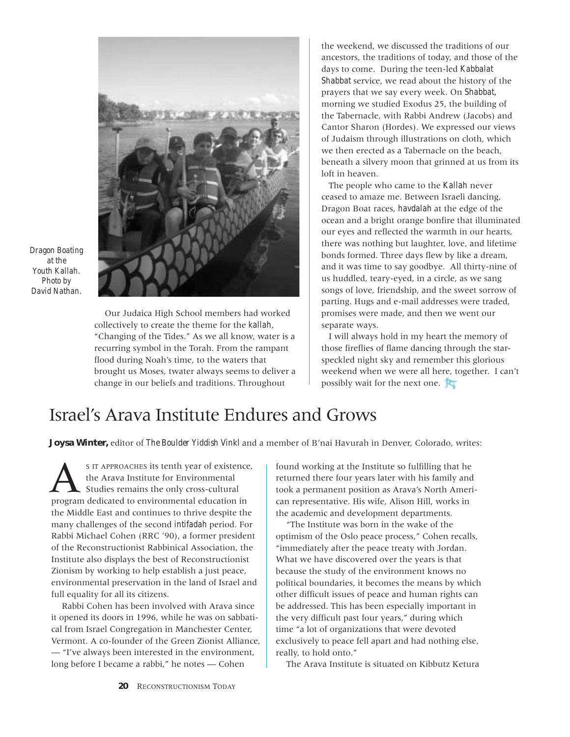Dragon Boating at the Youth Kallah. Photo by David Nathan.

Our Judaica High School members had worked collectively to create the theme for the *kallah*, "Changing of the Tides." As we all know, water is a recurring symbol in the Torah. From the rampant flood during Noah's time, to the waters that brought us Moses, twater always seems to deliver a change in our beliefs and traditions. Throughout the weekend, we discussed the traditions of our ancestors, the traditions of today, and those of the days to come. During the teen-led *Kabbalat Shabbat* service, we read about the history of the prayers that we say every week. On *Shabbat*, morning we studied Exodus 25, the building of the Tabernacle, with Rabbi Andrew (Jacobs) and Cantor Sharon (Hordes). We expressed our views of Judaism through illustrations on cloth, which we then erected as a Tabernacle on the beach, beneath a silvery moon that grinned at us from its loft in heaven.

The people who came to the *Kallah* never ceased to amaze me. Between Israeli dancing, Dragon Boat races, *havdalah* at the edge of the ocean and a bright orange bonfire that illuminated our eyes and reflected the warmth in our hearts, there was nothing but laughter, love, and lifetime bonds formed. Three days flew by like a dream, and it was time to say goodbye. All thirty-nine of us huddled, teary-eyed, in a circle, as we sang songs of love, friendship, and the sweet sorrow of parting. Hugs and e-mail addresses were traded, promises were made, and then we went our separate ways.

I will always hold in my heart the memory of those fireflies of flame dancing through the star-speckled night sky and remember this glorious weekend when we were all here, together. I can't possibly wait for the next one.

# Israel's Arava Institute Endures and Grows

**Joysa Winter,** editor of *The Boulder Yiddish Vinkl* and a member of B'nai Havurah in Denver, Colorado, writes:

As it approaches its tenth year of existence, the Arava Institute for Environmental Studies remains the only cross-cultural program dedicated to environmental education in the Middle East and continues to thrive despite the many challenges of the second *intifadah* period. For Rabbi Michael Cohen (RRC '90), a former president of the Reconstructionist Rabbinical Association, the Institute also displays the best of Reconstructionist Zionism by working to help establish a just peace, environmental preservation in the land of Israel and full equality for all its citizens.

Rabbi Cohen has been involved with Arava since it opened its doors in 1996, while he was on sabbatical from Israel Congregation in Manchester Center, Vermont. A co-founder of the Green Zionist Alliance, — "I've always been interested in the environment, long before I became a rabbi," he notes — Cohen found working at the Institute so fulfilling that he returned there four years later with his family and took a permanent position as Arava's North American representative. His wife, Alison Hill, works in the academic and development departments.

"The Institute was born in the wake of the optimism of the Oslo peace process," Cohen recalls, "immediately after the peace treaty with Jordan. What we have discovered over the years is that because the study of the environment knows no political boundaries, it becomes the means by which other difficult issues of peace and human rights can be addressed. This has been especially important in the very difficult past four years," during which time "a lot of organizations that were devoted exclusively to peace fell apart and had nothing else, really, to hold onto."

The Arava Institute is situated on Kibbutz Ketura